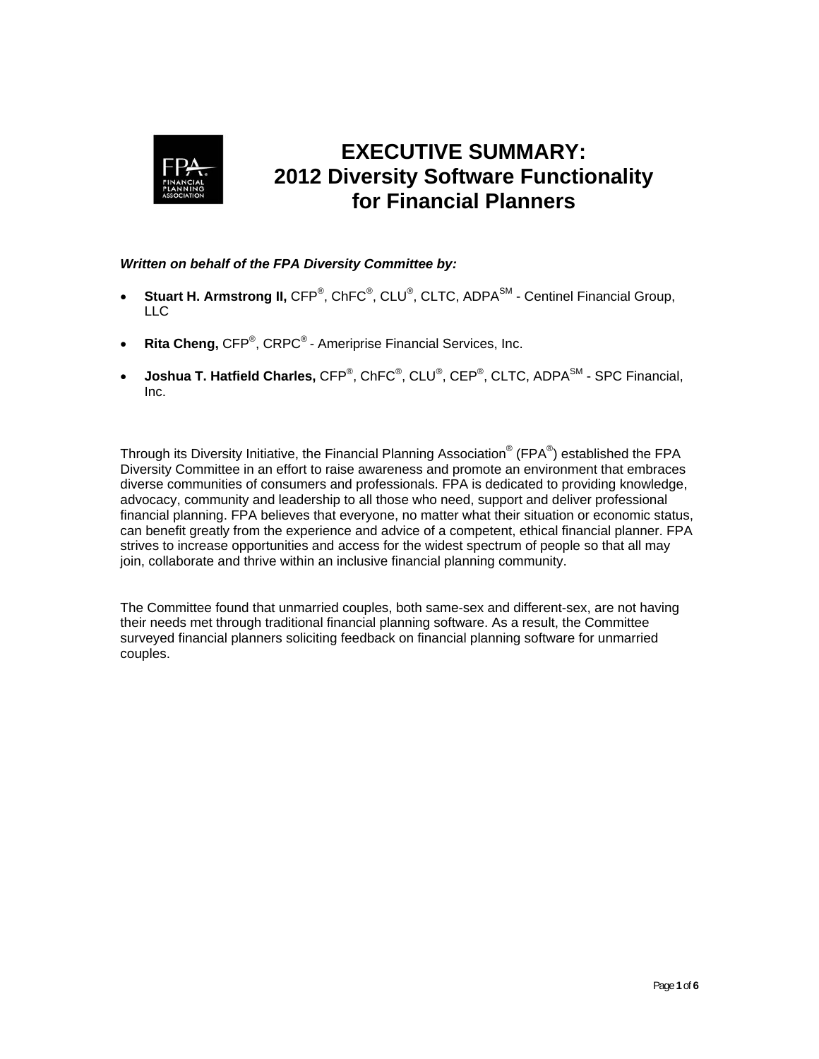# EXECUTIVE SUMMARY: 2012 Diversity Software Functionality for Financial Planners

***Written on behalf of the FPA Diversity Committee by:***

- **Stuart H. Armstrong II,** CFP®, ChFC®, CLU®, CLTC, ADPA℠ - Centinel Financial Group, LLC
- **Rita Cheng,** CFP®, CRPC® - Ameriprise Financial Services, Inc.
- **Joshua T. Hatfield Charles,** CFP®, ChFC®, CLU®, CEP®, CLTC, ADPA℠ - SPC Financial, Inc.

Through its Diversity Initiative, the Financial Planning Association® (FPA®) established the FPA Diversity Committee in an effort to raise awareness and promote an environment that embraces diverse communities of consumers and professionals. FPA is dedicated to providing knowledge, advocacy, community and leadership to all those who need, support and deliver professional financial planning. FPA believes that everyone, no matter what their situation or economic status, can benefit greatly from the experience and advice of a competent, ethical financial planner. FPA strives to increase opportunities and access for the widest spectrum of people so that all may join, collaborate and thrive within an inclusive financial planning community.

The Committee found that unmarried couples, both same-sex and different-sex, are not having their needs met through traditional financial planning software. As a result, the Committee surveyed financial planners soliciting feedback on financial planning software for unmarried couples.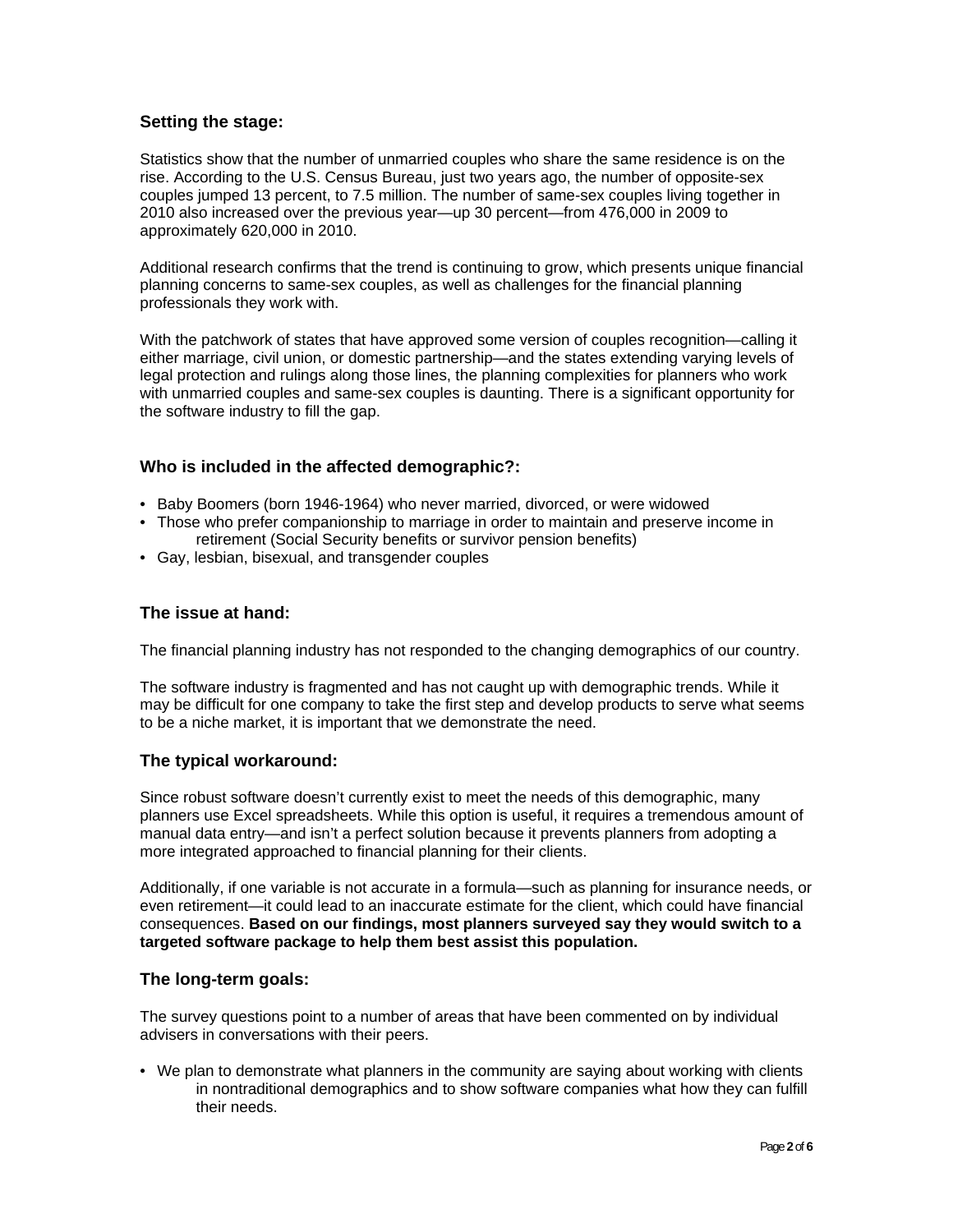### Setting the stage:

Statistics show that the number of unmarried couples who share the same residence is on the rise. According to the U.S. Census Bureau, just two years ago, the number of opposite-sex couples jumped 13 percent, to 7.5 million. The number of same-sex couples living together in 2010 also increased over the previous year—up 30 percent—from 476,000 in 2009 to approximately 620,000 in 2010.

Additional research confirms that the trend is continuing to grow, which presents unique financial planning concerns to same-sex couples, as well as challenges for the financial planning professionals they work with.

With the patchwork of states that have approved some version of couples recognition—calling it either marriage, civil union, or domestic partnership—and the states extending varying levels of legal protection and rulings along those lines, the planning complexities for planners who work with unmarried couples and same-sex couples is daunting. There is a significant opportunity for the software industry to fill the gap.

### Who is included in the affected demographic?:

- Baby Boomers (born 1946-1964) who never married, divorced, or were widowed
- Those who prefer companionship to marriage in order to maintain and preserve income in retirement (Social Security benefits or survivor pension benefits)
- Gay, lesbian, bisexual, and transgender couples

### The issue at hand:

The financial planning industry has not responded to the changing demographics of our country.

The software industry is fragmented and has not caught up with demographic trends. While it may be difficult for one company to take the first step and develop products to serve what seems to be a niche market, it is important that we demonstrate the need.

### The typical workaround:

Since robust software doesn't currently exist to meet the needs of this demographic, many planners use Excel spreadsheets. While this option is useful, it requires a tremendous amount of manual data entry—and isn't a perfect solution because it prevents planners from adopting a more integrated approached to financial planning for their clients.

Additionally, if one variable is not accurate in a formula—such as planning for insurance needs, or even retirement—it could lead to an inaccurate estimate for the client, which could have financial consequences. **Based on our findings, most planners surveyed say they would switch to a targeted software package to help them best assist this population.**

### The long-term goals:

The survey questions point to a number of areas that have been commented on by individual advisers in conversations with their peers.

- We plan to demonstrate what planners in the community are saying about working with clients in nontraditional demographics and to show software companies what how they can fulfill their needs.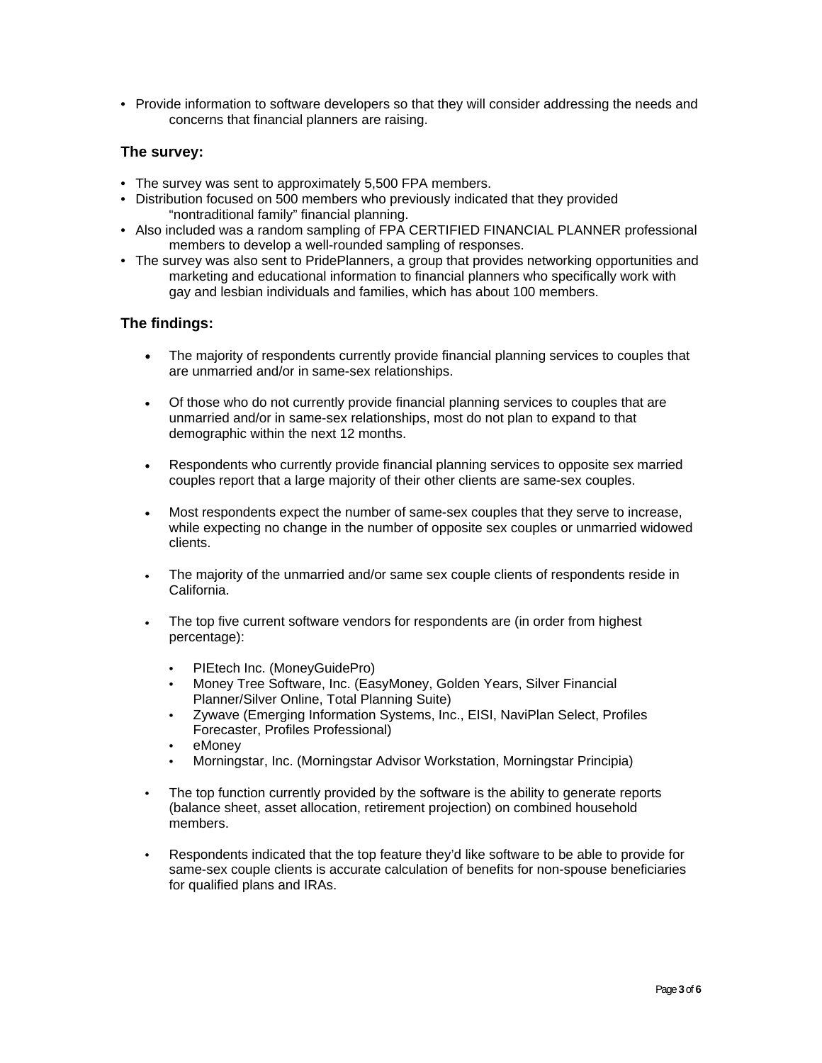- Provide information to software developers so that they will consider addressing the needs and concerns that financial planners are raising.

### The survey:

- The survey was sent to approximately 5,500 FPA members.
- Distribution focused on 500 members who previously indicated that they provided "nontraditional family" financial planning.
- Also included was a random sampling of FPA CERTIFIED FINANCIAL PLANNER professional members to develop a well-rounded sampling of responses.
- The survey was also sent to PridePlanners, a group that provides networking opportunities and marketing and educational information to financial planners who specifically work with gay and lesbian individuals and families, which has about 100 members.

### The findings:

- The majority of respondents currently provide financial planning services to couples that are unmarried and/or in same-sex relationships.
- Of those who do not currently provide financial planning services to couples that are unmarried and/or in same-sex relationships, most do not plan to expand to that demographic within the next 12 months.
- Respondents who currently provide financial planning services to opposite sex married couples report that a large majority of their other clients are same-sex couples.
- Most respondents expect the number of same-sex couples that they serve to increase, while expecting no change in the number of opposite sex couples or unmarried widowed clients.
- The majority of the unmarried and/or same sex couple clients of respondents reside in California.
- The top five current software vendors for respondents are (in order from highest percentage):
  - PIEtech Inc. (MoneyGuidePro)
  - Money Tree Software, Inc. (EasyMoney, Golden Years, Silver Financial Planner/Silver Online, Total Planning Suite)
  - Zywave (Emerging Information Systems, Inc., EISI, NaviPlan Select, Profiles Forecaster, Profiles Professional)
  - eMoney
  - Morningstar, Inc. (Morningstar Advisor Workstation, Morningstar Principia)
- The top function currently provided by the software is the ability to generate reports (balance sheet, asset allocation, retirement projection) on combined household members.
- Respondents indicated that the top feature they'd like software to be able to provide for same-sex couple clients is accurate calculation of benefits for non-spouse beneficiaries for qualified plans and IRAs.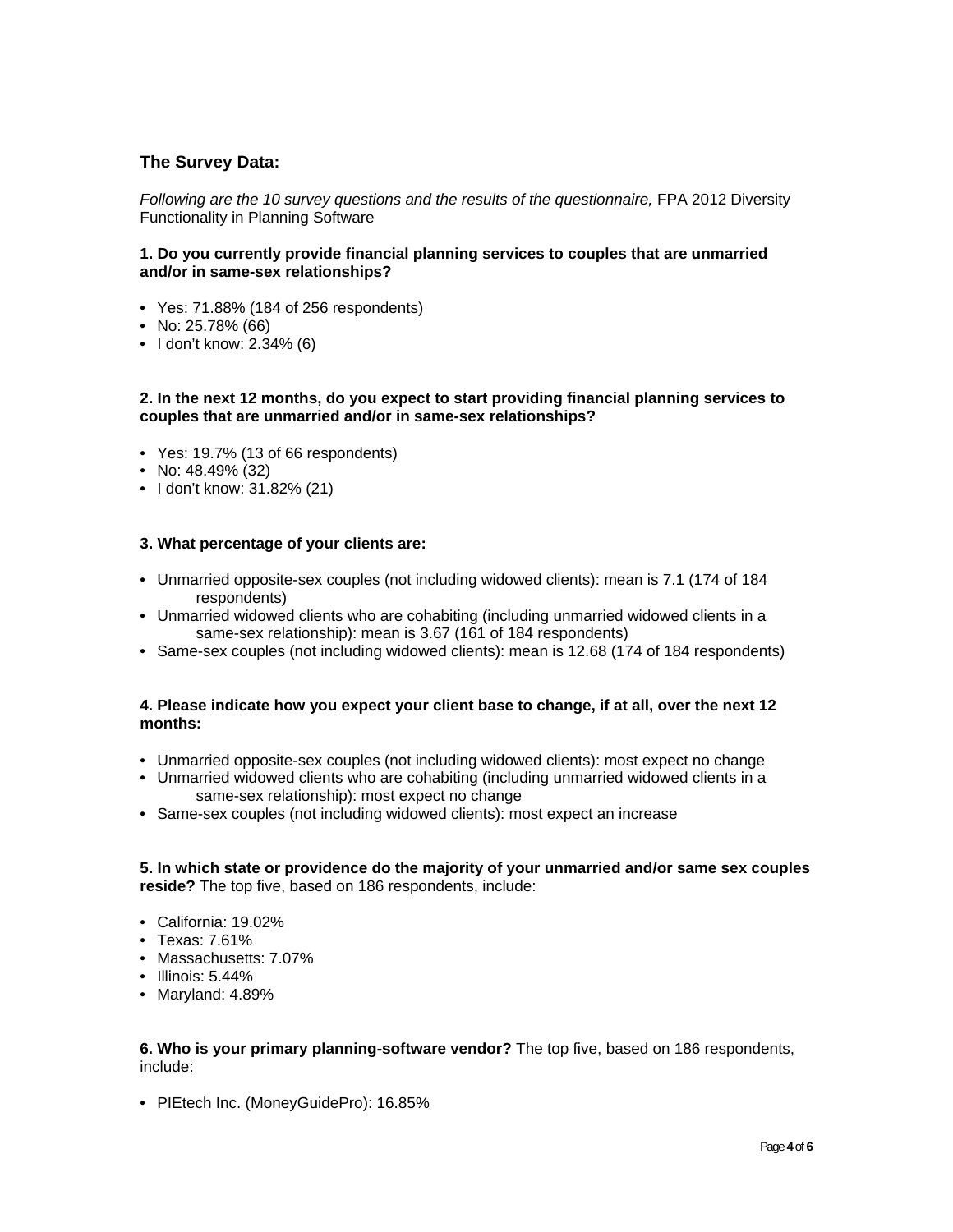### The Survey Data:

*Following are the 10 survey questions and the results of the questionnaire,* FPA 2012 Diversity Functionality in Planning Software

**1. Do you currently provide financial planning services to couples that are unmarried and/or in same-sex relationships?**

- Yes: 71.88% (184 of 256 respondents)
- No: 25.78% (66)
- I don't know: 2.34% (6)

**2. In the next 12 months, do you expect to start providing financial planning services to couples that are unmarried and/or in same-sex relationships?**

- Yes: 19.7% (13 of 66 respondents)
- No: 48.49% (32)
- I don't know: 31.82% (21)

**3. What percentage of your clients are:**

- Unmarried opposite-sex couples (not including widowed clients): mean is 7.1 (174 of 184 respondents)
- Unmarried widowed clients who are cohabiting (including unmarried widowed clients in a same-sex relationship): mean is 3.67 (161 of 184 respondents)
- Same-sex couples (not including widowed clients): mean is 12.68 (174 of 184 respondents)

**4. Please indicate how you expect your client base to change, if at all, over the next 12 months:**

- Unmarried opposite-sex couples (not including widowed clients): most expect no change
- Unmarried widowed clients who are cohabiting (including unmarried widowed clients in a same-sex relationship): most expect no change
- Same-sex couples (not including widowed clients): most expect an increase

**5. In which state or providence do the majority of your unmarried and/or same sex couples reside?** The top five, based on 186 respondents, include:

- California: 19.02%
- Texas: 7.61%
- Massachusetts: 7.07%
- Illinois: 5.44%
- Maryland: 4.89%

**6. Who is your primary planning-software vendor?** The top five, based on 186 respondents, include:

- PIEtech Inc. (MoneyGuidePro): 16.85%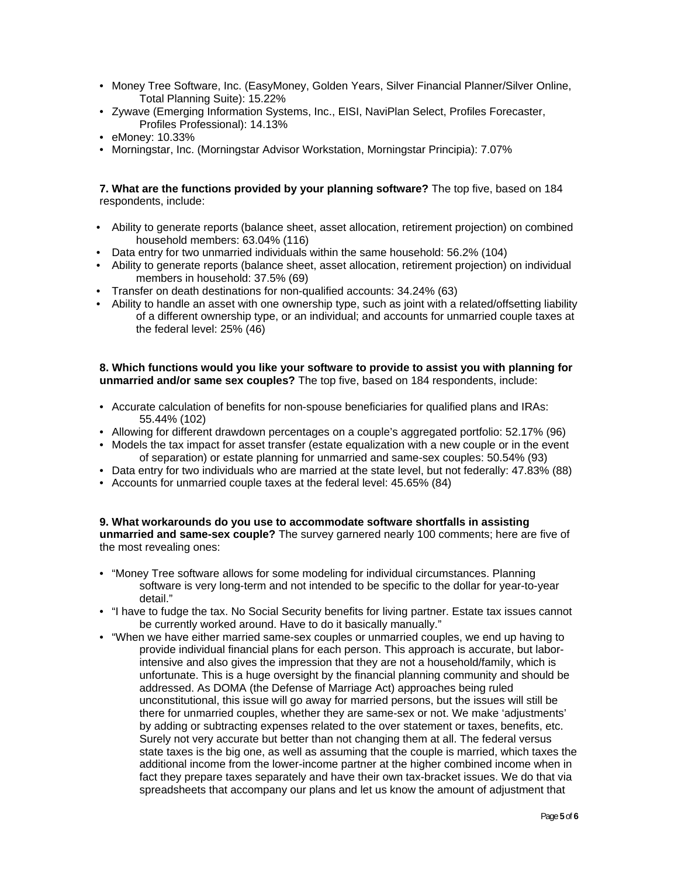- Money Tree Software, Inc. (EasyMoney, Golden Years, Silver Financial Planner/Silver Online, Total Planning Suite): 15.22%
- Zywave (Emerging Information Systems, Inc., EISI, NaviPlan Select, Profiles Forecaster, Profiles Professional): 14.13%
- eMoney: 10.33%
- Morningstar, Inc. (Morningstar Advisor Workstation, Morningstar Principia): 7.07%

**7. What are the functions provided by your planning software?** The top five, based on 184 respondents, include:

- Ability to generate reports (balance sheet, asset allocation, retirement projection) on combined household members: 63.04% (116)
- Data entry for two unmarried individuals within the same household: 56.2% (104)
- Ability to generate reports (balance sheet, asset allocation, retirement projection) on individual members in household: 37.5% (69)
- Transfer on death destinations for non-qualified accounts: 34.24% (63)
- Ability to handle an asset with one ownership type, such as joint with a related/offsetting liability of a different ownership type, or an individual; and accounts for unmarried couple taxes at the federal level: 25% (46)

**8. Which functions would you like your software to provide to assist you with planning for unmarried and/or same sex couples?** The top five, based on 184 respondents, include:

- Accurate calculation of benefits for non-spouse beneficiaries for qualified plans and IRAs: 55.44% (102)
- Allowing for different drawdown percentages on a couple's aggregated portfolio: 52.17% (96)
- Models the tax impact for asset transfer (estate equalization with a new couple or in the event of separation) or estate planning for unmarried and same-sex couples: 50.54% (93)
- Data entry for two individuals who are married at the state level, but not federally: 47.83% (88)
- Accounts for unmarried couple taxes at the federal level: 45.65% (84)

**9. What workarounds do you use to accommodate software shortfalls in assisting unmarried and same-sex couple?** The survey garnered nearly 100 comments; here are five of the most revealing ones:

- "Money Tree software allows for some modeling for individual circumstances. Planning software is very long-term and not intended to be specific to the dollar for year-to-year detail."
- "I have to fudge the tax. No Social Security benefits for living partner. Estate tax issues cannot be currently worked around. Have to do it basically manually."
- "When we have either married same-sex couples or unmarried couples, we end up having to provide individual financial plans for each person. This approach is accurate, but labor-intensive and also gives the impression that they are not a household/family, which is unfortunate. This is a huge oversight by the financial planning community and should be addressed. As DOMA (the Defense of Marriage Act) approaches being ruled unconstitutional, this issue will go away for married persons, but the issues will still be there for unmarried couples, whether they are same-sex or not. We make 'adjustments' by adding or subtracting expenses related to the over statement or taxes, benefits, etc. Surely not very accurate but better than not changing them at all. The federal versus state taxes is the big one, as well as assuming that the couple is married, which taxes the additional income from the lower-income partner at the higher combined income when in fact they prepare taxes separately and have their own tax-bracket issues. We do that via spreadsheets that accompany our plans and let us know the amount of adjustment that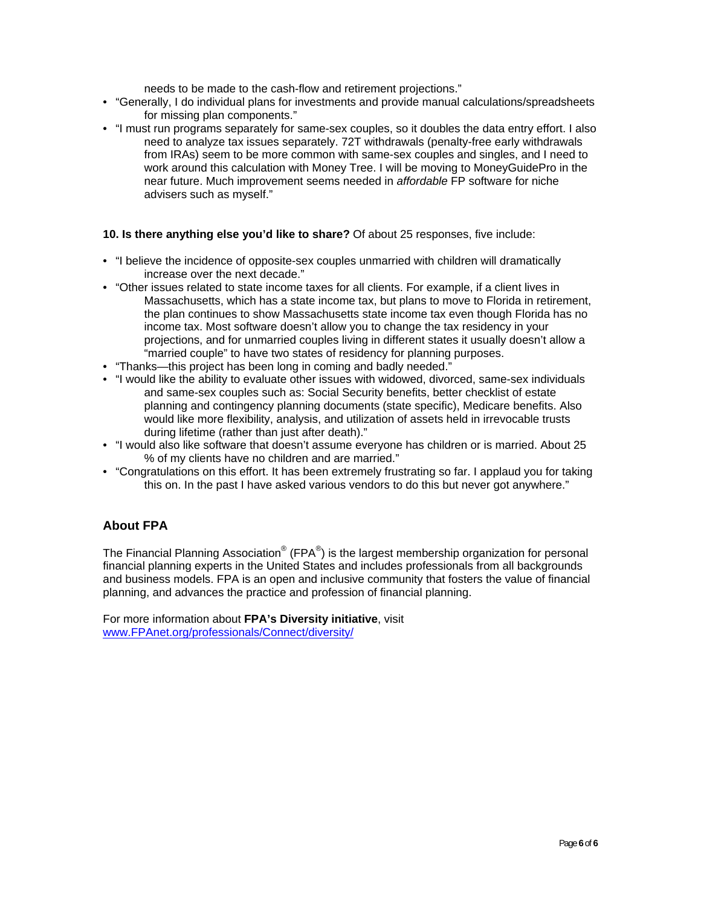needs to be made to the cash-flow and retirement projections."

- "Generally, I do individual plans for investments and provide manual calculations/spreadsheets for missing plan components."
- "I must run programs separately for same-sex couples, so it doubles the data entry effort. I also need to analyze tax issues separately. 72T withdrawals (penalty-free early withdrawals from IRAs) seem to be more common with same-sex couples and singles, and I need to work around this calculation with Money Tree. I will be moving to MoneyGuidePro in the near future. Much improvement seems needed in *affordable* FP software for niche advisers such as myself."

**10. Is there anything else you'd like to share?** Of about 25 responses, five include:

- "I believe the incidence of opposite-sex couples unmarried with children will dramatically increase over the next decade."
- "Other issues related to state income taxes for all clients. For example, if a client lives in Massachusetts, which has a state income tax, but plans to move to Florida in retirement, the plan continues to show Massachusetts state income tax even though Florida has no income tax. Most software doesn't allow you to change the tax residency in your projections, and for unmarried couples living in different states it usually doesn't allow a "married couple" to have two states of residency for planning purposes.
- "Thanks—this project has been long in coming and badly needed."
- "I would like the ability to evaluate other issues with widowed, divorced, same-sex individuals and same-sex couples such as: Social Security benefits, better checklist of estate planning and contingency planning documents (state specific), Medicare benefits. Also would like more flexibility, analysis, and utilization of assets held in irrevocable trusts during lifetime (rather than just after death)."
- "I would also like software that doesn't assume everyone has children or is married. About 25 % of my clients have no children and are married."
- "Congratulations on this effort. It has been extremely frustrating so far. I applaud you for taking this on. In the past I have asked various vendors to do this but never got anywhere."

## About FPA

The Financial Planning Association® (FPA®) is the largest membership organization for personal financial planning experts in the United States and includes professionals from all backgrounds and business models. FPA is an open and inclusive community that fosters the value of financial planning, and advances the practice and profession of financial planning.

For more information about **FPA's Diversity initiative**, visit [www.FPAnet.org/professionals/Connect/diversity/](www.FPAnet.org/professionals/Connect/diversity/)